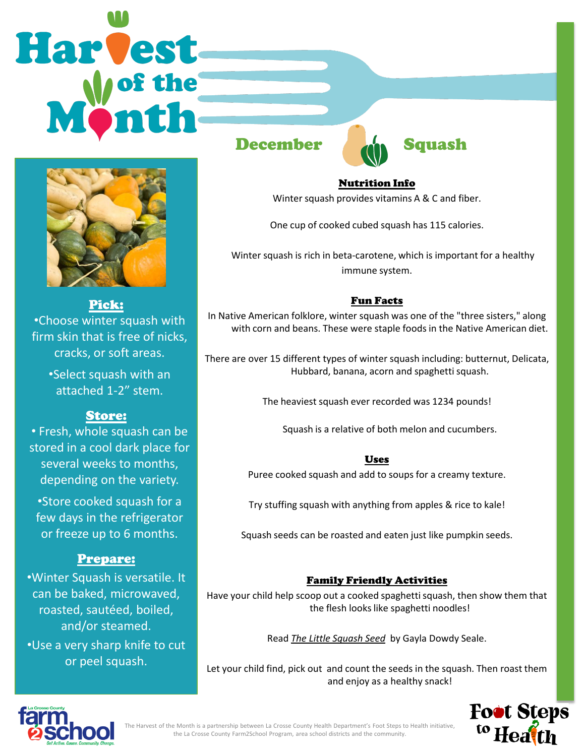# Harvest of the Month

## December — Squash

### Pick:

- Choose winter squash with firm skin that is free of nicks, cracks, or soft areas.
- Select squash with an attached 1-2” stem.

### Store:

- Fresh, whole squash can be stored in a cool dark place for several weeks to months, depending on the variety.
- Store cooked squash for a few days in the refrigerator or freeze up to 6 months.

### Prepare:

- Winter Squash is versatile. It can be baked, microwaved, roasted, sautéed, boiled, and/or steamed.
- Use a very sharp knife to cut or peel squash.

### Nutrition Info

Winter squash provides vitamins A & C and fiber.

One cup of cooked cubed squash has 115 calories.

Winter squash is rich in beta-carotene, which is important for a healthy immune system.

### Fun Facts

In Native American folklore, winter squash was one of the "three sisters," along with corn and beans. These were staple foods in the Native American diet.

There are over 15 different types of winter squash including: butternut, Delicata, Hubbard, banana, acorn and spaghetti squash.

The heaviest squash ever recorded was 1234 pounds!

Squash is a relative of both melon and cucumbers.

### Uses

Puree cooked squash and add to soups for a creamy texture.

Try stuffing squash with anything from apples & rice to kale!

Squash seeds can be roasted and eaten just like pumpkin seeds.

### Family Friendly Activities

Have your child help scoop out a cooked spaghetti squash, then show them that the flesh looks like spaghetti noodles!

Read *The Little Squash Seed* by Gayla Dowdy Seale.

Let your child find, pick out and count the seeds in the squash. Then roast them and enjoy as a healthy snack!

La Crosse County farm2school — Get Active. Cause. Community. Change.

The Harvest of the Month is a partnership between La Crosse County Health Department’s Foot Steps to Health initiative, the La Crosse County Farm2School Program, area school districts and the community.

Foot Steps to Health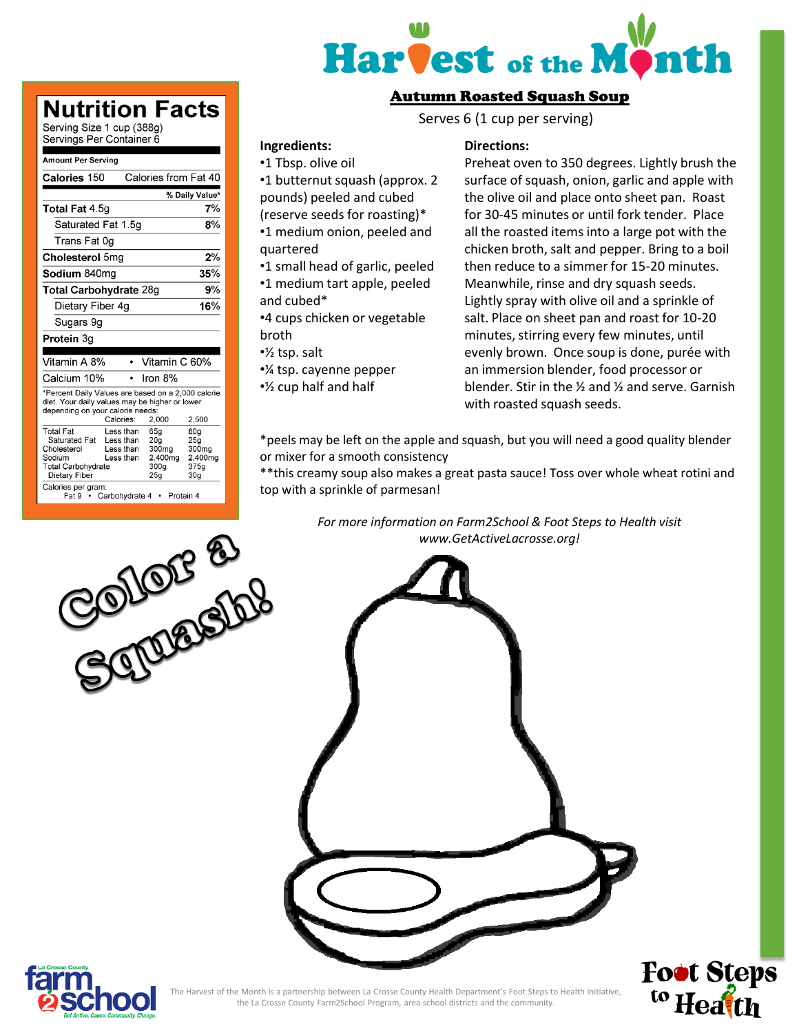# Harvest of the Month

## Autumn Roasted Squash Soup

Serves 6 (1 cup per serving)

**Ingredients:**

- •1 Tbsp. olive oil
- •1 butternut squash (approx. 2 pounds) peeled and cubed (reserve seeds for roasting)*
- •1 medium onion, peeled and quartered
- •1 small head of garlic, peeled
- •1 medium tart apple, peeled and cubed*
- •4 cups chicken or vegetable broth
- •½ tsp. salt
- •¼ tsp. cayenne pepper
- •½ cup half and half

**Directions:**

Preheat oven to 350 degrees. Lightly brush the surface of squash, onion, garlic and apple with the olive oil and place onto sheet pan. Roast for 30-45 minutes or until fork tender. Place all the roasted items into a large pot with the chicken broth, salt and pepper. Bring to a boil then reduce to a simmer for 15-20 minutes. Meanwhile, rinse and dry squash seeds. Lightly spray with olive oil and a sprinkle of salt. Place on sheet pan and roast for 10-20 minutes, stirring every few minutes, until evenly brown. Once soup is done, purée with an immersion blender, food processor or blender. Stir in the ½ and ½ and serve. Garnish with roasted squash seeds.

*peels may be left on the apple and squash, but you will need a good quality blender or mixer for a smooth consistency

**this creamy soup also makes a great pasta sauce! Toss over whole wheat rotini and top with a sprinkle of parmesan!

*For more information on Farm2School & Foot Steps to Health visit www.GetActiveLacrosse.org!*

## Nutrition Facts

Serving Size 1 cup (388g)
Servings Per Container 6

| Amount Per Serving | |
|---|---|
| **Calories** 150 | Calories from Fat 40 |
| | **% Daily Value*** |
| **Total Fat** 4.5g | 7% |
| Saturated Fat 1.5g | 8% |
| Trans Fat 0g | |
| **Cholesterol** 5mg | 2% |
| **Sodium** 840mg | 35% |
| **Total Carbohydrate** 28g | 9% |
| Dietary Fiber 4g | 16% |
| Sugars 9g | |
| **Protein** 3g | |

| | |
|---|---|
| Vitamin A 8% | Vitamin C 60% |
| Calcium 10% | Iron 8% |

*Percent Daily Values are based on a 2,000 calorie diet. Your daily values may be higher or lower depending on your calorie needs:

| | Calories: | 2,000 | 2,500 |
|---|---|---|---|
| Total Fat | Less than | 65g | 80g |
| Saturated Fat | Less than | 20g | 25g |
| Cholesterol | Less than | 300mg | 300mg |
| Sodium | Less than | 2,400mg | 2,400mg |
| Total Carbohydrate | | 300g | 375g |
| Dietary Fiber | | 25g | 30g |

Calories per gram:
Fat 9 • Carbohydrate 4 • Protein 4

Color a Squash!

La Crosse County farm 2 school — Get Active. Cause. Community. Change.

The Harvest of the Month is a partnership between La Crosse County Health Department's Foot Steps to Health initiative, the La Crosse County Farm2School Program, area school districts and the community.

Foot Steps to Health